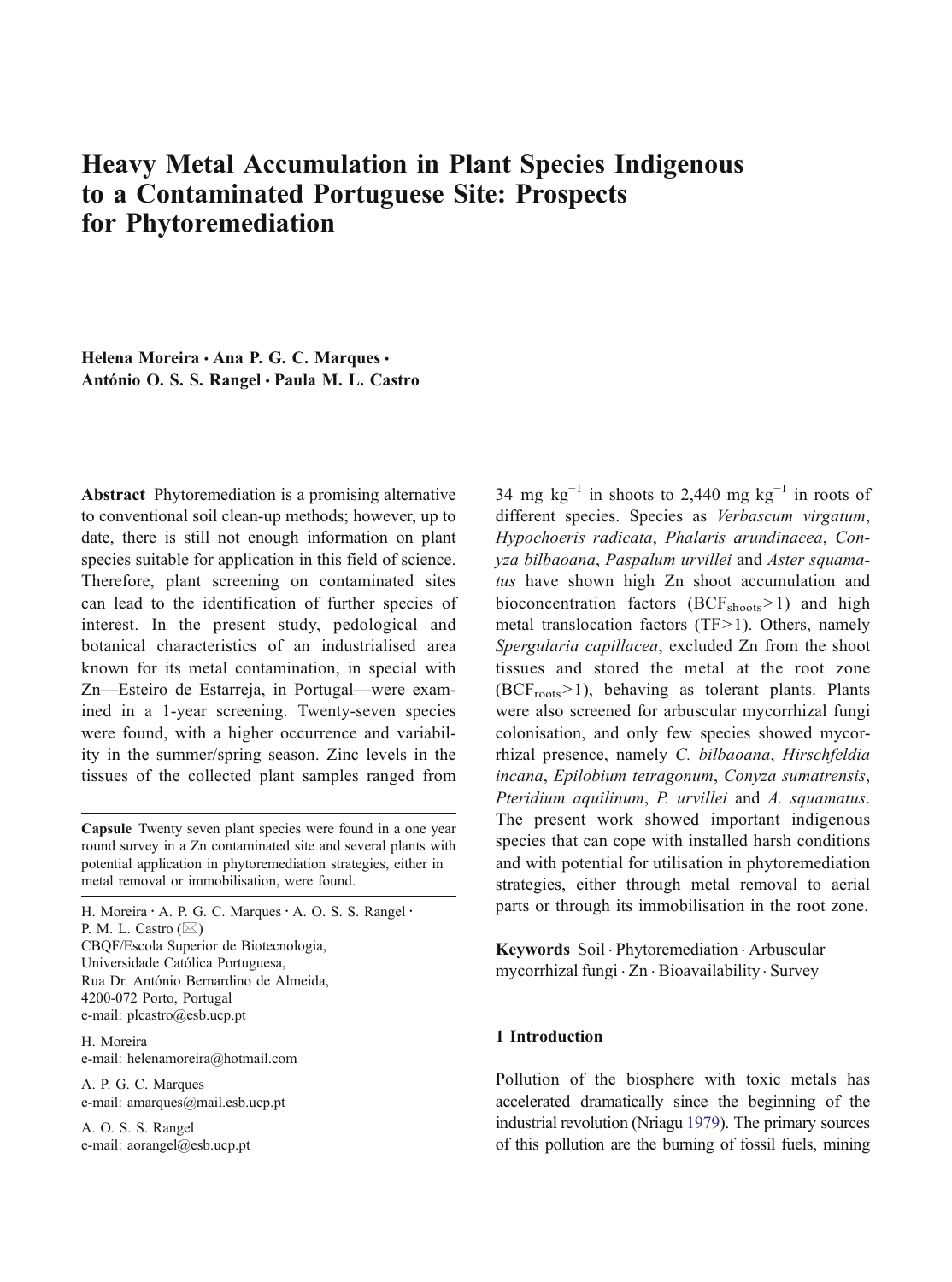# Heavy Metal Accumulation in Plant Species Indigenous to a Contaminated Portuguese Site: Prospects for Phytoremediation

**Helena Moreira · Ana P. G. C. Marques · António O. S. S. Rangel · Paula M. L. Castro**

**Abstract** Phytoremediation is a promising alternative to conventional soil clean-up methods; however, up to date, there is still not enough information on plant species suitable for application in this field of science. Therefore, plant screening on contaminated sites can lead to the identification of further species of interest. In the present study, pedological and botanical characteristics of an industrialised area known for its metal contamination, in special with Zn—Esteiro de Estarreja, in Portugal—were examined in a 1-year screening. Twenty-seven species were found, with a higher occurrence and variability in the summer/spring season. Zinc levels in the tissues of the collected plant samples ranged from 34 mg $kg^{-1}$ in shoots to 2,440 mg $kg^{-1}$ in roots of different species. Species as *Verbascum virgatum*, *Hypochoeris radicata*, *Phalaris arundinacea*, *Conyza bilbaoana*, *Paspalum urvillei* and *Aster squamatus* have shown high Zn shoot accumulation and bioconcentration factors ($BCF_{shoots}>1$) and high metal translocation factors ($TF>1$). Others, namely *Spergularia capillacea*, excluded Zn from the shoot tissues and stored the metal at the root zone ($BCF_{roots}>1$), behaving as tolerant plants. Plants were also screened for arbuscular mycorrhizal fungi colonisation, and only few species showed mycorrhizal presence, namely *C. bilbaoana*, *Hirschfeldia incana*, *Epilobium tetragonum*, *Conyza sumatrensis*, *Pteridium aquilinum*, *P. urvillei* and *A. squamatus*. The present work showed important indigenous species that can cope with installed harsh conditions and with potential for utilisation in phytoremediation strategies, either through metal removal to aerial parts or through its immobilisation in the root zone.

**Keywords** Soil · Phytoremediation · Arbuscular mycorrhizal fungi · Zn · Bioavailability · Survey

**Capsule** Twenty seven plant species were found in a one year round survey in a Zn contaminated site and several plants with potential application in phytoremediation strategies, either in metal removal or immobilisation, were found.

H. Moreira · A. P. G. C. Marques · A. O. S. S. Rangel · P. M. L. Castro (✉)
CBQF/Escola Superior de Biotecnologia,
Universidade Católica Portuguesa,
Rua Dr. António Bernardino de Almeida,
4200-072 Porto, Portugal
e-mail: plcastro@esb.ucp.pt

H. Moreira
e-mail: helenamoreira@hotmail.com

A. P. G. C. Marques
e-mail: amarques@mail.esb.ucp.pt

A. O. S. S. Rangel
e-mail: aorangel@esb.ucp.pt

## 1 Introduction

Pollution of the biosphere with toxic metals has accelerated dramatically since the beginning of the industrial revolution (Nriagu 1979). The primary sources of this pollution are the burning of fossil fuels, mining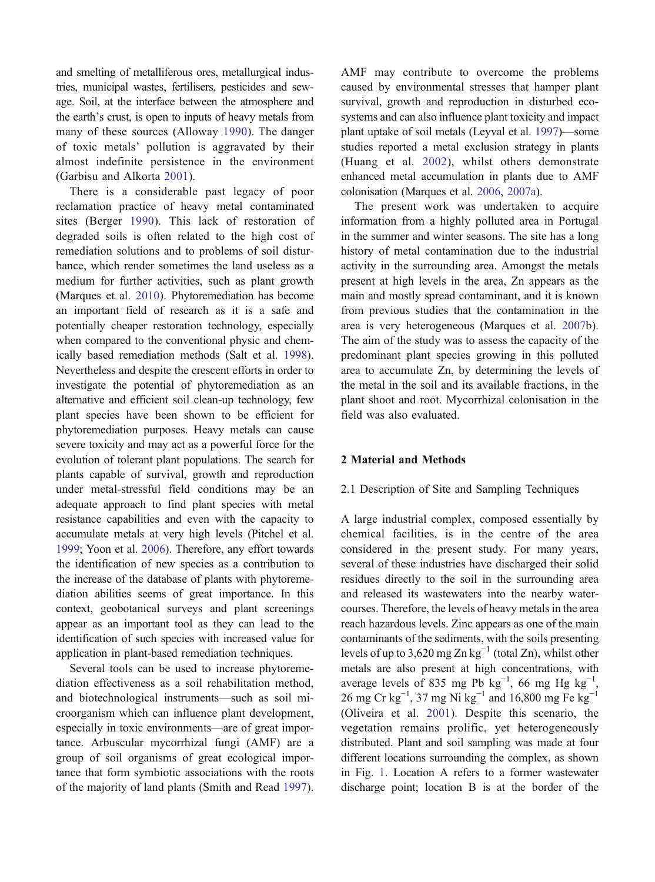and smelting of metalliferous ores, metallurgical industries, municipal wastes, fertilisers, pesticides and sewage. Soil, at the interface between the atmosphere and the earth's crust, is open to inputs of heavy metals from many of these sources (Alloway 1990). The danger of toxic metals' pollution is aggravated by their almost indefinite persistence in the environment (Garbisu and Alkorta 2001).

There is a considerable past legacy of poor reclamation practice of heavy metal contaminated sites (Berger 1990). This lack of restoration of degraded soils is often related to the high cost of remediation solutions and to problems of soil disturbance, which render sometimes the land useless as a medium for further activities, such as plant growth (Marques et al. 2010). Phytoremediation has become an important field of research as it is a safe and potentially cheaper restoration technology, especially when compared to the conventional physic and chemically based remediation methods (Salt et al. 1998). Nevertheless and despite the crescent efforts in order to investigate the potential of phytoremediation as an alternative and efficient soil clean-up technology, few plant species have been shown to be efficient for phytoremediation purposes. Heavy metals can cause severe toxicity and may act as a powerful force for the evolution of tolerant plant populations. The search for plants capable of survival, growth and reproduction under metal-stressful field conditions may be an adequate approach to find plant species with metal resistance capabilities and even with the capacity to accumulate metals at very high levels (Pitchel et al. 1999; Yoon et al. 2006). Therefore, any effort towards the identification of new species as a contribution to the increase of the database of plants with phytoremediation abilities seems of great importance. In this context, geobotanical surveys and plant screenings appear as an important tool as they can lead to the identification of such species with increased value for application in plant-based remediation techniques.

Several tools can be used to increase phytoremediation effectiveness as a soil rehabilitation method, and biotechnological instruments—such as soil microorganism which can influence plant development, especially in toxic environments—are of great importance. Arbuscular mycorrhizal fungi (AMF) are a group of soil organisms of great ecological importance that form symbiotic associations with the roots of the majority of land plants (Smith and Read 1997). AMF may contribute to overcome the problems caused by environmental stresses that hamper plant survival, growth and reproduction in disturbed ecosystems and can also influence plant toxicity and impact plant uptake of soil metals (Leyval et al. 1997)—some studies reported a metal exclusion strategy in plants (Huang et al. 2002), whilst others demonstrate enhanced metal accumulation in plants due to AMF colonisation (Marques et al. 2006, 2007a).

The present work was undertaken to acquire information from a highly polluted area in Portugal in the summer and winter seasons. The site has a long history of metal contamination due to the industrial activity in the surrounding area. Amongst the metals present at high levels in the area, Zn appears as the main and mostly spread contaminant, and it is known from previous studies that the contamination in the area is very heterogeneous (Marques et al. 2007b). The aim of the study was to assess the capacity of the predominant plant species growing in this polluted area to accumulate Zn, by determining the levels of the metal in the soil and its available fractions, in the plant shoot and root. Mycorrhizal colonisation in the field was also evaluated.

## 2 Material and Methods

### 2.1 Description of Site and Sampling Techniques

A large industrial complex, composed essentially by chemical facilities, is in the centre of the area considered in the present study. For many years, several of these industries have discharged their solid residues directly to the soil in the surrounding area and released its wastewaters into the nearby watercourses. Therefore, the levels of heavy metals in the area reach hazardous levels. Zinc appears as one of the main contaminants of the sediments, with the soils presenting levels of up to 3,620 mg Zn $kg^{-1}$ (total Zn), whilst other metals are also present at high concentrations, with average levels of 835 mg Pb $kg^{-1}$, 66 mg Hg $kg^{-1}$, 26 mg Cr $kg^{-1}$, 37 mg Ni $kg^{-1}$ and 16,800 mg Fe $kg^{-1}$ (Oliveira et al. 2001). Despite this scenario, the vegetation remains prolific, yet heterogeneously distributed. Plant and soil sampling was made at four different locations surrounding the complex, as shown in Fig. 1. Location A refers to a former wastewater discharge point; location B is at the border of the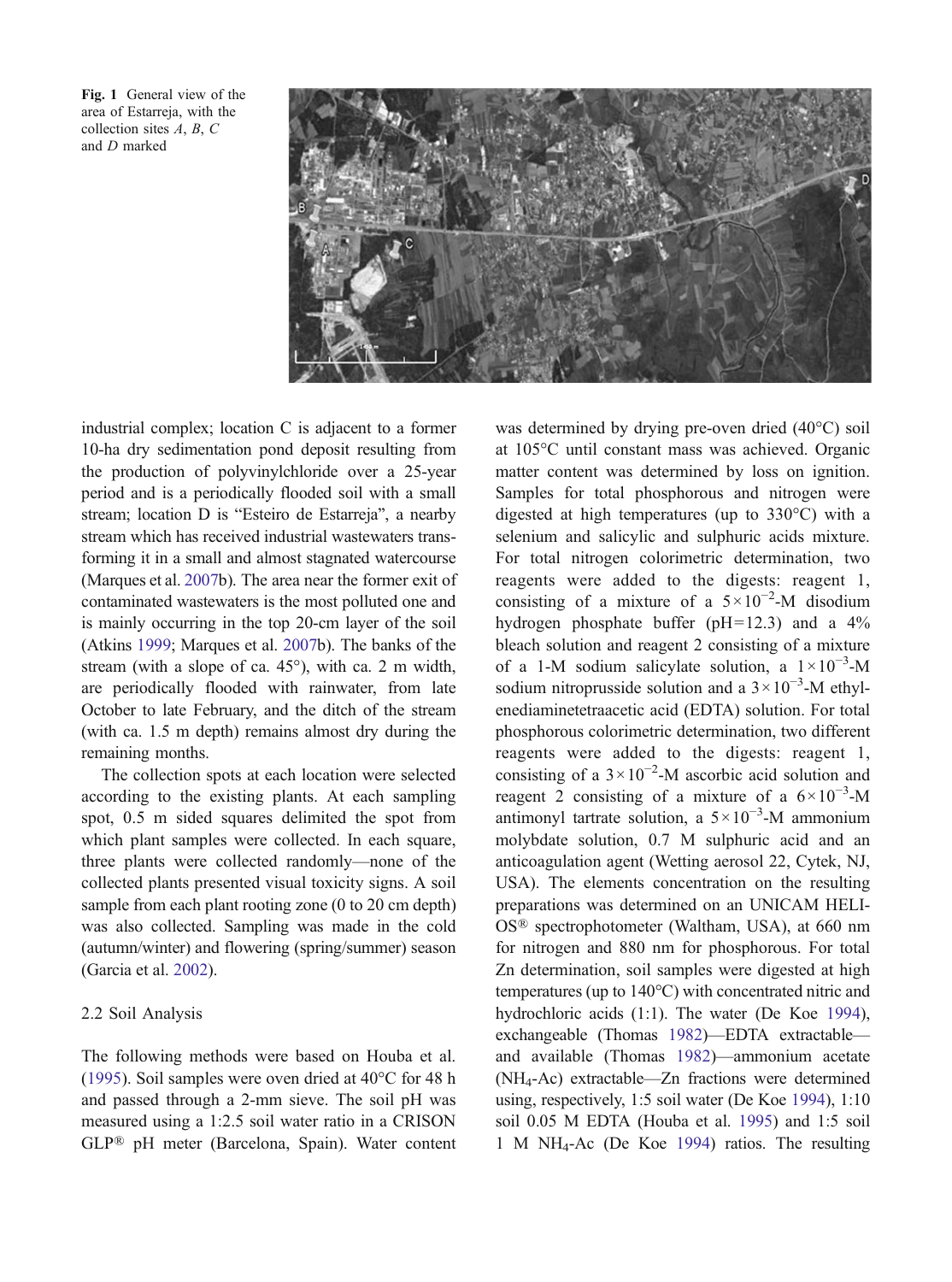Fig. 1 General view of the area of Estarreja, with the collection sites *A*, *B*, *C* and *D* marked

industrial complex; location C is adjacent to a former 10-ha dry sedimentation pond deposit resulting from the production of polyvinylchloride over a 25-year period and is a periodically flooded soil with a small stream; location D is "Esteiro de Estarreja", a nearby stream which has received industrial wastewaters transforming it in a small and almost stagnated watercourse (Marques et al. 2007b). The area near the former exit of contaminated wastewaters is the most polluted one and is mainly occurring in the top 20-cm layer of the soil (Atkins 1999; Marques et al. 2007b). The banks of the stream (with a slope of ca. 45°), with ca. 2 m width, are periodically flooded with rainwater, from late October to late February, and the ditch of the stream (with ca. 1.5 m depth) remains almost dry during the remaining months.

The collection spots at each location were selected according to the existing plants. At each sampling spot, 0.5 m sided squares delimited the spot from which plant samples were collected. In each square, three plants were collected randomly—none of the collected plants presented visual toxicity signs. A soil sample from each plant rooting zone (0 to 20 cm depth) was also collected. Sampling was made in the cold (autumn/winter) and flowering (spring/summer) season (Garcia et al. 2002).

## 2.2 Soil Analysis

The following methods were based on Houba et al. (1995). Soil samples were oven dried at 40°C for 48 h and passed through a 2-mm sieve. The soil pH was measured using a 1:2.5 soil water ratio in a CRISON GLP® pH meter (Barcelona, Spain). Water content was determined by drying pre-oven dried (40°C) soil at 105°C until constant mass was achieved. Organic matter content was determined by loss on ignition. Samples for total phosphorous and nitrogen were digested at high temperatures (up to 330°C) with a selenium and salicylic and sulphuric acids mixture. For total nitrogen colorimetric determination, two reagents were added to the digests: reagent 1, consisting of a mixture of a $5\times10^{-2}$-M disodium hydrogen phosphate buffer (pH=12.3) and a 4% bleach solution and reagent 2 consisting of a mixture of a 1-M sodium salicylate solution, a $1\times10^{-3}$-M sodium nitroprusside solution and a $3\times10^{-3}$-M ethylenediaminetetraacetic acid (EDTA) solution. For total phosphorous colorimetric determination, two different reagents were added to the digests: reagent 1, consisting of a $3\times10^{-2}$-M ascorbic acid solution and reagent 2 consisting of a mixture of a $6\times10^{-3}$-M antimonyl tartrate solution, a $5\times10^{-3}$-M ammonium molybdate solution, 0.7 M sulphuric acid and an anticoagulation agent (Wetting aerosol 22, Cytek, NJ, USA). The elements concentration on the resulting preparations was determined on an UNICAM HELIOS® spectrophotometer (Waltham, USA), at 660 nm for nitrogen and 880 nm for phosphorous. For total Zn determination, soil samples were digested at high temperatures (up to 140°C) with concentrated nitric and hydrochloric acids (1:1). The water (De Koe 1994), exchangeable (Thomas 1982)—EDTA extractable—and available (Thomas 1982)—ammonium acetate ($NH_4$-Ac) extractable—Zn fractions were determined using, respectively, 1:5 soil water (De Koe 1994), 1:10 soil 0.05 M EDTA (Houba et al. 1995) and 1:5 soil 1 M $NH_4$-Ac (De Koe 1994) ratios. The resulting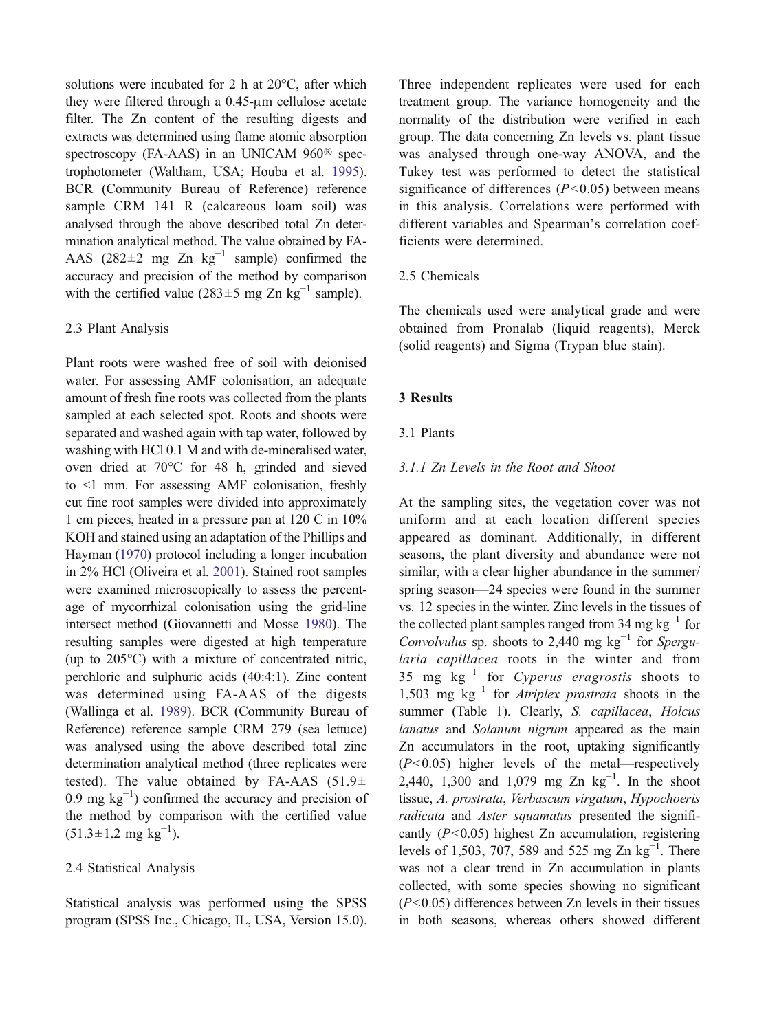solutions were incubated for 2 h at 20°C, after which they were filtered through a 0.45-μm cellulose acetate filter. The Zn content of the resulting digests and extracts was determined using flame atomic absorption spectroscopy (FA-AAS) in an UNICAM 960® spectrophotometer (Waltham, USA; Houba et al. 1995). BCR (Community Bureau of Reference) reference sample CRM 141 R (calcareous loam soil) was analysed through the above described total Zn determination analytical method. The value obtained by FA-AAS (282±2 mg Zn $kg^{-1}$ sample) confirmed the accuracy and precision of the method by comparison with the certified value (283±5 mg Zn $kg^{-1}$ sample).

### 2.3 Plant Analysis

Plant roots were washed free of soil with deionised water. For assessing AMF colonisation, an adequate amount of fresh fine roots was collected from the plants sampled at each selected spot. Roots and shoots were separated and washed again with tap water, followed by washing with HCl 0.1 M and with de-mineralised water, oven dried at 70°C for 48 h, grinded and sieved to <1 mm. For assessing AMF colonisation, freshly cut fine root samples were divided into approximately 1 cm pieces, heated in a pressure pan at 120 C in 10% KOH and stained using an adaptation of the Phillips and Hayman (1970) protocol including a longer incubation in 2% HCl (Oliveira et al. 2001). Stained root samples were examined microscopically to assess the percentage of mycorrhizal colonisation using the grid-line intersect method (Giovannetti and Mosse 1980). The resulting samples were digested at high temperature (up to 205°C) with a mixture of concentrated nitric, perchloric and sulphuric acids (40:4:1). Zinc content was determined using FA-AAS of the digests (Wallinga et al. 1989). BCR (Community Bureau of Reference) reference sample CRM 279 (sea lettuce) was analysed using the above described total zinc determination analytical method (three replicates were tested). The value obtained by FA-AAS (51.9± 0.9 mg $kg^{-1}$) confirmed the accuracy and precision of the method by comparison with the certified value (51.3±1.2 mg $kg^{-1}$).

### 2.4 Statistical Analysis

Statistical analysis was performed using the SPSS program (SPSS Inc., Chicago, IL, USA, Version 15.0). Three independent replicates were used for each treatment group. The variance homogeneity and the normality of the distribution were verified in each group. The data concerning Zn levels vs. plant tissue was analysed through one-way ANOVA, and the Tukey test was performed to detect the statistical significance of differences ($P<0.05$) between means in this analysis. Correlations were performed with different variables and Spearman's correlation coefficients were determined.

### 2.5 Chemicals

The chemicals used were analytical grade and were obtained from Pronalab (liquid reagents), Merck (solid reagents) and Sigma (Trypan blue stain).

## 3 Results

### 3.1 Plants

#### *3.1.1 Zn Levels in the Root and Shoot*

At the sampling sites, the vegetation cover was not uniform and at each location different species appeared as dominant. Additionally, in different seasons, the plant diversity and abundance were not similar, with a clear higher abundance in the summer/spring season—24 species were found in the summer vs. 12 species in the winter. Zinc levels in the tissues of the collected plant samples ranged from 34 mg $kg^{-1}$ for *Convolvulus* sp. shoots to 2,440 mg $kg^{-1}$ for *Spergularia capillacea* roots in the winter and from 35 mg $kg^{-1}$ for *Cyperus eragrostis* shoots to 1,503 mg $kg^{-1}$ for *Atriplex prostrata* shoots in the summer (Table 1). Clearly, *S. capillacea*, *Holcus lanatus* and *Solanum nigrum* appeared as the main Zn accumulators in the root, uptaking significantly ($P<0.05$) higher levels of the metal—respectively 2,440, 1,300 and 1,079 mg Zn $kg^{-1}$. In the shoot tissue, *A. prostrata*, *Verbascum virgatum*, *Hypochoeris radicata* and *Aster squamatus* presented the significantly ($P<0.05$) highest Zn accumulation, registering levels of 1,503, 707, 589 and 525 mg Zn $kg^{-1}$. There was not a clear trend in Zn accumulation in plants collected, with some species showing no significant ($P<0.05$) differences between Zn levels in their tissues in both seasons, whereas others showed different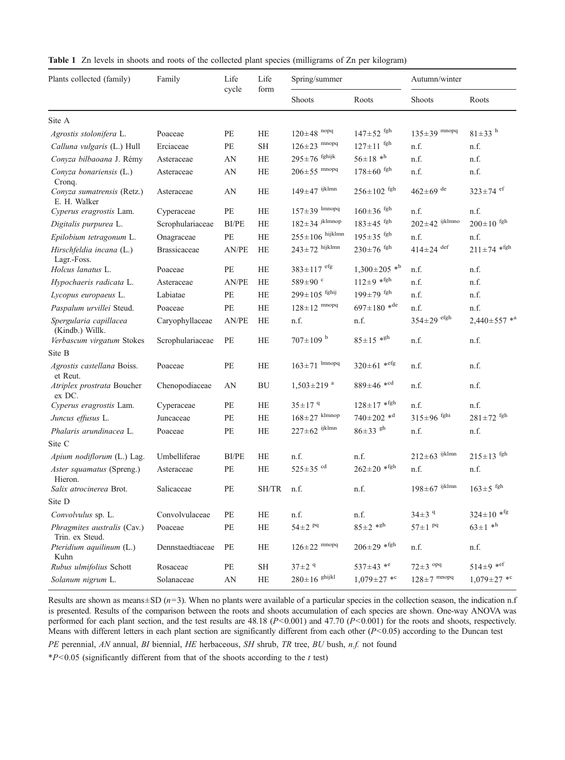**Table 1** Zn levels in shoots and roots of the collected plant species (milligrams of Zn per kilogram)

| Plants collected (family) | Family | Life cycle | Life form | Spring/summer | | Autumn/winter | |
|---|---|---|---|---|---|---|---|
| | | | | Shoots | Roots | Shoots | Roots |
| Site A | | | | | | | |
| *Agrostis stolonifera* L. | Poaceae | PE | HE | 120±48 [nopq] | 147±52 [fgh] | 135±39 [mnopq] | 81±33 [h] |
| *Calluna vulgaris* (L.) Hull | Erciaceae | PE | SH | 126±23 [mnopq] | 127±11 [fgh] | n.f. | n.f. |
| *Conyza bilbaoana* J. Rémy | Asteraceae | AN | HE | 295±76 [fghijk] | 56±18 *[h] | n.f. | n.f. |
| *Conyza bonariensis* (L.) Cronq. | Asteraceae | AN | HE | 206±55 [mnopq] | 178±60 [fgh] | n.f. | n.f. |
| *Conyza sumatrensis* (Retz.) E. H. Walker | Asteraceae | AN | HE | 149±47 [ijklmn] | 256±102 [fgh] | 462±69 [de] | 323±74 [ef] |
| *Cyperus eragrostis* Lam. | Cyperaceae | PE | HE | 157±39 [lmnopq] | 160±36 [fgh] | n.f. | n.f. |
| *Digitalis purpurea* L. | Scrophulariaceae | BI/PE | HE | 182±34 [jklmnop] | 183±45 [fgh] | 202±42 [ijklmno] | 200±10 [fgh] |
| *Epilobium tetragonum* L. | Onagraceae | PE | HE | 255±106 [hijklmn] | 195±35 [fgh] | n.f. | n.f. |
| *Hirschfeldia incana* (L.) Lagr.-Foss. | Brassicaceae | AN/PE | HE | 243±72 [hijklmn] | 230±76 [fgh] | 414±24 [def] | 211±74 *[fgh] |
| *Holcus lanatus* L. | Poaceae | PE | HE | 383±117 [efg] | 1,300±205 *[b] | n.f. | n.f. |
| *Hypochaeris radicata* L. | Asteraceae | AN/PE | HE | 589±90 [c] | 112±9 *[fgh] | n.f. | n.f. |
| *Lycopus europaeus* L. | Labiatae | PE | HE | 299±105 [fghij] | 199±79 [fgh] | n.f. | n.f. |
| *Paspalum urvillei* Steud. | Poaceae | PE | HE | 128±12 [mnopq] | 697±180 *[de] | n.f. | n.f. |
| *Spergularia capillacea* (Kindb.) Willk. | Caryophyllaceae | AN/PE | HE | n.f. | n.f. | 354±29 [efgh] | 2,440±557 *[a] |
| *Verbascum virgatum* Stokes | Scrophulariaceae | PE | HE | 707±109 [b] | 85±15 *[gh] | n.f. | n.f. |
| Site B | | | | | | | |
| *Agrostis castellana* Boiss. et Reut. | Poaceae | PE | HE | 163±71 [lmnopq] | 320±61 *[efg] | n.f. | n.f. |
| *Atriplex prostrata* Boucher ex DC. | Chenopodiaceae | AN | BU | 1,503±219 [a] | 889±46 *[cd] | n.f. | n.f. |
| *Cyperus eragrostis* Lam. | Cyperaceae | PE | HE | 35±17 [q] | 128±17 *[fgh] | n.f. | n.f. |
| *Juncus effusus* L. | Juncaceae | PE | HE | 168±27 [klmnop] | 740±202 *[d] | 315±96 [fghi] | 281±72 [fgh] |
| *Phalaris arundinacea* L. | Poaceae | PE | HE | 227±62 [ijklmn] | 86±33 [gh] | n.f. | n.f. |
| Site C | | | | | | | |
| *Apium nodiflorum* (L.) Lag. | Umbelliferae | BI/PE | HE | n.f. | n.f. | 212±63 [ijklmn] | 215±13 [fgh] |
| *Aster squamatus* (Spreng.) Hieron. | Asteraceae | PE | HE | 525±35 [cd] | 262±20 *[fgh] | n.f. | n.f. |
| *Salix atrocinerea* Brot. | Salicaceae | PE | SH/TR | n.f. | n.f. | 198±67 [ijklmn] | 163±5 [fgh] |
| Site D | | | | | | | |
| *Convolvulus* sp. L. | Convolvulaceae | PE | HE | n.f. | n.f. | 34±3 [q] | 324±10 *[fg] |
| *Phragmites australis* (Cav.) Trin. ex Steud. | Poaceae | PE | HE | 54±2 [pq] | 85±2 *[gh] | 57±1 [pq] | 63±1 *[h] |
| *Pteridium aquilinum* (L.) Kuhn | Dennstaedtiaceae | PE | HE | 126±22 [mnopq] | 206±29 *[fgh] | n.f. | n.f. |
| *Rubus ulmifolius* Schott | Rosaceae | PE | SH | 37±2 [q] | 537±43 *[e] | 72±3 [opq] | 514±9 *[ef] |
| *Solanum nigrum* L. | Solanaceae | AN | HE | 280±16 [ghijkl] | 1,079±27 *[c] | 128±7 [mnopq] | 1,079±27 *[c] |

Results are shown as means±SD ($n=3$). When no plants were available of a particular species in the collection season, the indication n.f is presented. Results of the comparison between the roots and shoots accumulation of each species are shown. One-way ANOVA was performed for each plant section, and the test results are 48.18 ($P<0.001$) and 47.70 ($P<0.001$) for the roots and shoots, respectively. Means with different letters in each plant section are significantly different from each other ($P<0.05$) according to the Duncan test

*PE* perennial, *AN* annual, *BI* biennial, *HE* herbaceous, *SH* shrub, *TR* tree, *BU* bush, *n.f.* not found

*$P<0.05$ (significantly different from that of the shoots according to the *t* test)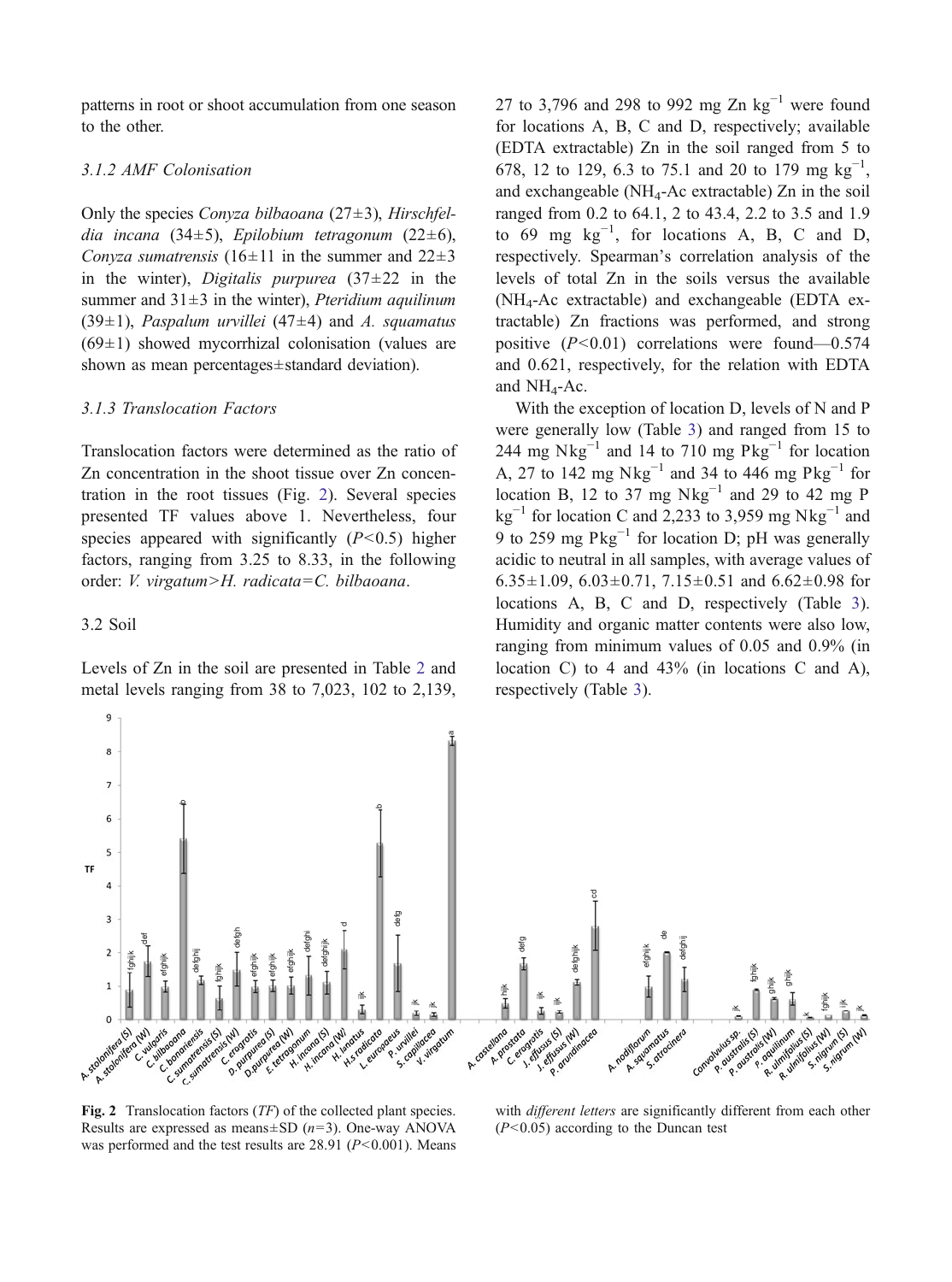patterns in root or shoot accumulation from one season to the other.

### 3.1.2 AMF Colonisation

Only the species *Conyza bilbaoana* (27±3), *Hirschfeldia incana* (34±5), *Epilobium tetragonum* (22±6), *Conyza sumatrensis* (16±11 in the summer and 22±3 in the winter), *Digitalis purpurea* (37±22 in the summer and 31±3 in the winter), *Pteridium aquilinum* (39±1), *Paspalum urvillei* (47±4) and *A. squamatus* (69±1) showed mycorrhizal colonisation (values are shown as mean percentages±standard deviation).

### 3.1.3 Translocation Factors

Translocation factors were determined as the ratio of Zn concentration in the shoot tissue over Zn concentration in the root tissues (Fig. 2). Several species presented TF values above 1. Nevertheless, four species appeared with significantly ($P$<0.5) higher factors, ranging from 3.25 to 8.33, in the following order: *V. virgatum*>*H. radicata*=*C. bilbaoana*.

## 3.2 Soil

Levels of Zn in the soil are presented in Table 2 and metal levels ranging from 38 to 7,023, 102 to 2,139, 27 to 3,796 and 298 to 992 mg Zn $kg^{-1}$ were found for locations A, B, C and D, respectively; available (EDTA extractable) Zn in the soil ranged from 5 to 678, 12 to 129, 6.3 to 75.1 and 20 to 179 mg $kg^{-1}$, and exchangeable ($NH_4$-Ac extractable) Zn in the soil ranged from 0.2 to 64.1, 2 to 43.4, 2.2 to 3.5 and 1.9 to 69 mg $kg^{-1}$, for locations A, B, C and D, respectively. Spearman's correlation analysis of the levels of total Zn in the soils versus the available ($NH_4$-Ac extractable) and exchangeable (EDTA extractable) Zn fractions was performed, and strong positive ($P$<0.01) correlations were found—0.574 and 0.621, respectively, for the relation with EDTA and $NH_4$-Ac.

With the exception of location D, levels of N and P were generally low (Table 3) and ranged from 15 to 244 mg N$kg^{-1}$ and 14 to 710 mg P$kg^{-1}$ for location A, 27 to 142 mg N$kg^{-1}$ and 34 to 446 mg P$kg^{-1}$ for location B, 12 to 37 mg N$kg^{-1}$ and 29 to 42 mg P $kg^{-1}$ for location C and 2,233 to 3,959 mg N$kg^{-1}$ and 9 to 259 mg P$kg^{-1}$ for location D; pH was generally acidic to neutral in all samples, with average values of 6.35±1.09, 6.03±0.71, 7.15±0.51 and 6.62±0.98 for locations A, B, C and D, respectively (Table 3). Humidity and organic matter contents were also low, ranging from minimum values of 0.05 and 0.9% (in location C) to 4 and 43% (in locations C and A), respectively (Table 3).

**Fig. 2** Translocation factors (*TF*) of the collected plant species. Results are expressed as means±SD ($n$=3). One-way ANOVA was performed and the test results are 28.91 ($P$<0.001). Means with *different letters* are significantly different from each other ($P$<0.05) according to the Duncan test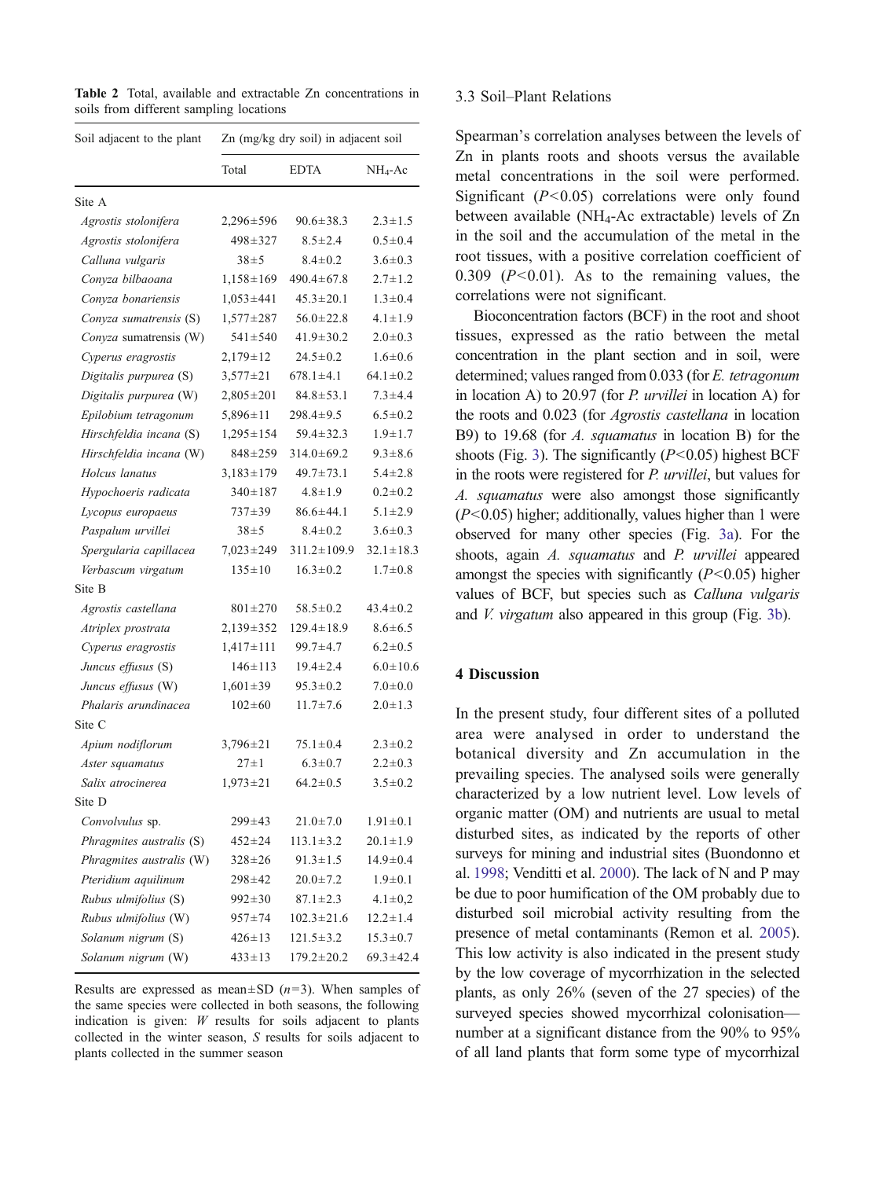**Table 2** Total, available and extractable Zn concentrations in soils from different sampling locations

| Soil adjacent to the plant | Zn (mg/kg dry soil) in adjacent soil | | |
|---|---|---|---|
| | Total | EDTA | $NH_4$-Ac |
| Site A | | | |
| *Agrostis stolonifera* | 2,296±596 | 90.6±38.3 | 2.3±1.5 |
| *Agrostis stolonifera* | 498±327 | 8.5±2.4 | 0.5±0.4 |
| *Calluna vulgaris* | 38±5 | 8.4±0.2 | 3.6±0.3 |
| *Conyza bilbaoana* | 1,158±169 | 490.4±67.8 | 2.7±1.2 |
| *Conyza bonariensis* | 1,053±441 | 45.3±20.1 | 1.3±0.4 |
| *Conyza sumatrensis* (S) | 1,577±287 | 56.0±22.8 | 4.1±1.9 |
| *Conyza* sumatrensis (W) | 541±540 | 41.9±30.2 | 2.0±0.3 |
| *Cyperus eragrostis* | 2,179±12 | 24.5±0.2 | 1.6±0.6 |
| *Digitalis purpurea* (S) | 3,577±21 | 678.1±4.1 | 64.1±0.2 |
| *Digitalis purpurea* (W) | 2,805±201 | 84.8±53.1 | 7.3±4.4 |
| *Epilobium tetragonum* | 5,896±11 | 298.4±9.5 | 6.5±0.2 |
| *Hirschfeldia incana* (S) | 1,295±154 | 59.4±32.3 | 1.9±1.7 |
| *Hirschfeldia incana* (W) | 848±259 | 314.0±69.2 | 9.3±8.6 |
| *Holcus lanatus* | 3,183±179 | 49.7±73.1 | 5.4±2.8 |
| *Hypochoeris radicata* | 340±187 | 4.8±1.9 | 0.2±0.2 |
| *Lycopus europaeus* | 737±39 | 86.6±44.1 | 5.1±2.9 |
| *Paspalum urvillei* | 38±5 | 8.4±0.2 | 3.6±0.3 |
| *Spergularia capillacea* | 7,023±249 | 311.2±109.9 | 32.1±18.3 |
| *Verbascum virgatum* | 135±10 | 16.3±0.2 | 1.7±0.8 |
| Site B | | | |
| *Agrostis castellana* | 801±270 | 58.5±0.2 | 43.4±0.2 |
| *Atriplex prostrata* | 2,139±352 | 129.4±18.9 | 8.6±6.5 |
| *Cyperus eragrostis* | 1,417±111 | 99.7±4.7 | 6.2±0.5 |
| *Juncus effusus* (S) | 146±113 | 19.4±2.4 | 6.0±10.6 |
| *Juncus effusus* (W) | 1,601±39 | 95.3±0.2 | 7.0±0.0 |
| *Phalaris arundinacea* | 102±60 | 11.7±7.6 | 2.0±1.3 |
| Site C | | | |
| *Apium nodiflorum* | 3,796±21 | 75.1±0.4 | 2.3±0.2 |
| *Aster squamatus* | 27±1 | 6.3±0.7 | 2.2±0.3 |
| *Salix atrocinerea* | 1,973±21 | 64.2±0.5 | 3.5±0.2 |
| Site D | | | |
| *Convolvulus* sp. | 299±43 | 21.0±7.0 | 1.91±0.1 |
| *Phragmites australis* (S) | 452±24 | 113.1±3.2 | 20.1±1.9 |
| *Phragmites australis* (W) | 328±26 | 91.3±1.5 | 14.9±0.4 |
| *Pteridium aquilinum* | 298±42 | 20.0±7.2 | 1.9±0.1 |
| *Rubus ulmifolius* (S) | 992±30 | 87.1±2.3 | 4.1±0,2 |
| *Rubus ulmifolius* (W) | 957±74 | 102.3±21.6 | 12.2±1.4 |
| *Solanum nigrum* (S) | 426±13 | 121.5±3.2 | 15.3±0.7 |
| *Solanum nigrum* (W) | 433±13 | 179.2±20.2 | 69.3±42.4 |

Results are expressed as mean±SD ($n$=3). When samples of the same species were collected in both seasons, the following indication is given: *W* results for soils adjacent to plants collected in the winter season, *S* results for soils adjacent to plants collected in the summer season

### 3.3 Soil–Plant Relations

Spearman's correlation analyses between the levels of Zn in plants roots and shoots versus the available metal concentrations in the soil were performed. Significant ($P<0.05$) correlations were only found between available ($NH_4$-Ac extractable) levels of Zn in the soil and the accumulation of the metal in the root tissues, with a positive correlation coefficient of 0.309 ($P<0.01$). As to the remaining values, the correlations were not significant.

Bioconcentration factors (BCF) in the root and shoot tissues, expressed as the ratio between the metal concentration in the plant section and in soil, were determined; values ranged from 0.033 (for *E. tetragonum* in location A) to 20.97 (for *P. urvillei* in location A) for the roots and 0.023 (for *Agrostis castellana* in location B9) to 19.68 (for *A. squamatus* in location B) for the shoots (Fig. 3). The significantly ($P<0.05$) highest BCF in the roots were registered for *P. urvillei*, but values for *A. squamatus* were also amongst those significantly ($P<0.05$) higher; additionally, values higher than 1 were observed for many other species (Fig. 3a). For the shoots, again *A. squamatus* and *P. urvillei* appeared amongst the species with significantly ($P<0.05$) higher values of BCF, but species such as *Calluna vulgaris* and *V. virgatum* also appeared in this group (Fig. 3b).

## 4 Discussion

In the present study, four different sites of a polluted area were analysed in order to understand the botanical diversity and Zn accumulation in the prevailing species. The analysed soils were generally characterized by a low nutrient level. Low levels of organic matter (OM) and nutrients are usual to metal disturbed sites, as indicated by the reports of other surveys for mining and industrial sites (Buondonno et al. 1998; Venditti et al. 2000). The lack of N and P may be due to poor humification of the OM probably due to disturbed soil microbial activity resulting from the presence of metal contaminants (Remon et al. 2005). This low activity is also indicated in the present study by the low coverage of mycorrhization in the selected plants, as only 26% (seven of the 27 species) of the surveyed species showed mycorrhizal colonisation—number at a significant distance from the 90% to 95% of all land plants that form some type of mycorrhizal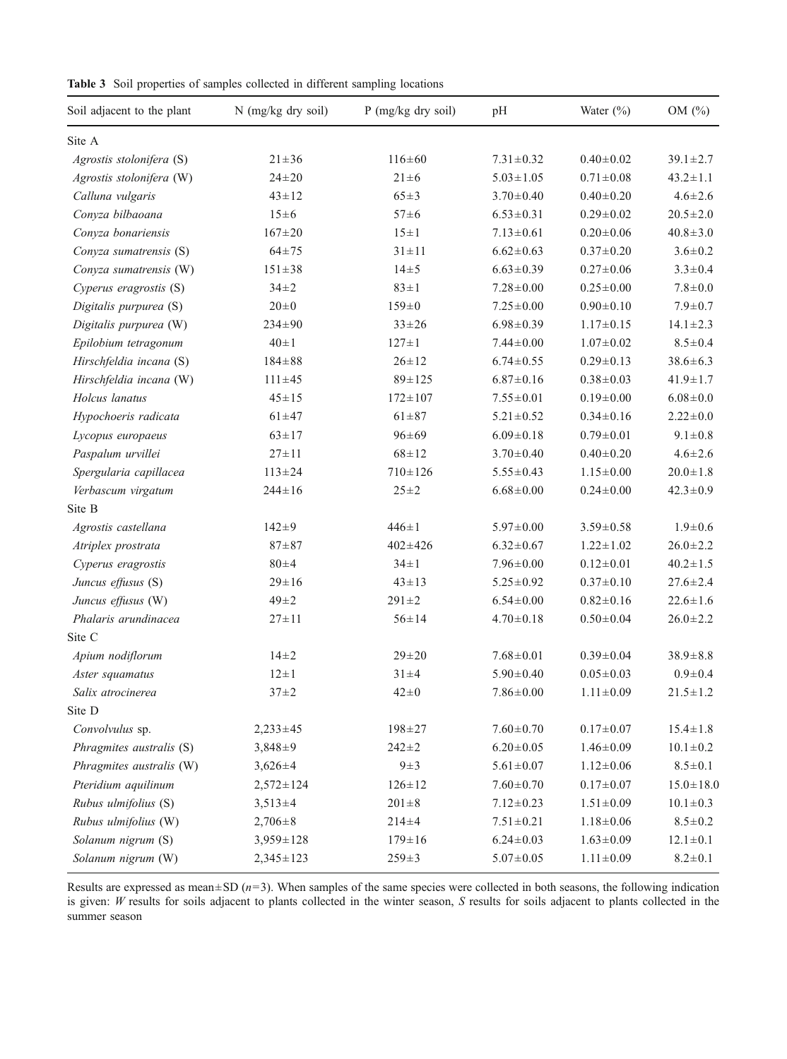**Table 3** Soil properties of samples collected in different sampling locations

| Soil adjacent to the plant | N (mg/kg dry soil) | P (mg/kg dry soil) | pH | Water (%) | OM (%) |
|---|---|---|---|---|---|
| Site A | | | | | |
| *Agrostis stolonifera* (S) | 21±36 | 116±60 | 7.31±0.32 | 0.40±0.02 | 39.1±2.7 |
| *Agrostis stolonifera* (W) | 24±20 | 21±6 | 5.03±1.05 | 0.71±0.08 | 43.2±1.1 |
| *Calluna vulgaris* | 43±12 | 65±3 | 3.70±0.40 | 0.40±0.20 | 4.6±2.6 |
| *Conyza bilbaoana* | 15±6 | 57±6 | 6.53±0.31 | 0.29±0.02 | 20.5±2.0 |
| *Conyza bonariensis* | 167±20 | 15±1 | 7.13±0.61 | 0.20±0.06 | 40.8±3.0 |
| *Conyza sumatrensis* (S) | 64±75 | 31±11 | 6.62±0.63 | 0.37±0.20 | 3.6±0.2 |
| *Conyza sumatrensis* (W) | 151±38 | 14±5 | 6.63±0.39 | 0.27±0.06 | 3.3±0.4 |
| *Cyperus eragrostis* (S) | 34±2 | 83±1 | 7.28±0.00 | 0.25±0.00 | 7.8±0.0 |
| *Digitalis purpurea* (S) | 20±0 | 159±0 | 7.25±0.00 | 0.90±0.10 | 7.9±0.7 |
| *Digitalis purpurea* (W) | 234±90 | 33±26 | 6.98±0.39 | 1.17±0.15 | 14.1±2.3 |
| *Epilobium tetragonum* | 40±1 | 127±1 | 7.44±0.00 | 1.07±0.02 | 8.5±0.4 |
| *Hirschfeldia incana* (S) | 184±88 | 26±12 | 6.74±0.55 | 0.29±0.13 | 38.6±6.3 |
| *Hirschfeldia incana* (W) | 111±45 | 89±125 | 6.87±0.16 | 0.38±0.03 | 41.9±1.7 |
| *Holcus lanatus* | 45±15 | 172±107 | 7.55±0.01 | 0.19±0.00 | 6.08±0.0 |
| *Hypochoeris radicata* | 61±47 | 61±87 | 5.21±0.52 | 0.34±0.16 | 2.22±0.0 |
| *Lycopus europaeus* | 63±17 | 96±69 | 6.09±0.18 | 0.79±0.01 | 9.1±0.8 |
| *Paspalum urvillei* | 27±11 | 68±12 | 3.70±0.40 | 0.40±0.20 | 4.6±2.6 |
| *Spergularia capillacea* | 113±24 | 710±126 | 5.55±0.43 | 1.15±0.00 | 20.0±1.8 |
| *Verbascum virgatum* | 244±16 | 25±2 | 6.68±0.00 | 0.24±0.00 | 42.3±0.9 |
| Site B | | | | | |
| *Agrostis castellana* | 142±9 | 446±1 | 5.97±0.00 | 3.59±0.58 | 1.9±0.6 |
| *Atriplex prostrata* | 87±87 | 402±426 | 6.32±0.67 | 1.22±1.02 | 26.0±2.2 |
| *Cyperus eragrostis* | 80±4 | 34±1 | 7.96±0.00 | 0.12±0.01 | 40.2±1.5 |
| *Juncus effusus* (S) | 29±16 | 43±13 | 5.25±0.92 | 0.37±0.10 | 27.6±2.4 |
| *Juncus effusus* (W) | 49±2 | 291±2 | 6.54±0.00 | 0.82±0.16 | 22.6±1.6 |
| *Phalaris arundinacea* | 27±11 | 56±14 | 4.70±0.18 | 0.50±0.04 | 26.0±2.2 |
| Site C | | | | | |
| *Apium nodiflorum* | 14±2 | 29±20 | 7.68±0.01 | 0.39±0.04 | 38.9±8.8 |
| *Aster squamatus* | 12±1 | 31±4 | 5.90±0.40 | 0.05±0.03 | 0.9±0.4 |
| *Salix atrocinerea* | 37±2 | 42±0 | 7.86±0.00 | 1.11±0.09 | 21.5±1.2 |
| Site D | | | | | |
| *Convolvulus* sp. | 2,233±45 | 198±27 | 7.60±0.70 | 0.17±0.07 | 15.4±1.8 |
| *Phragmites australis* (S) | 3,848±9 | 242±2 | 6.20±0.05 | 1.46±0.09 | 10.1±0.2 |
| *Phragmites australis* (W) | 3,626±4 | 9±3 | 5.61±0.07 | 1.12±0.06 | 8.5±0.1 |
| *Pteridium aquilinum* | 2,572±124 | 126±12 | 7.60±0.70 | 0.17±0.07 | 15.0±18.0 |
| *Rubus ulmifolius* (S) | 3,513±4 | 201±8 | 7.12±0.23 | 1.51±0.09 | 10.1±0.3 |
| *Rubus ulmifolius* (W) | 2,706±8 | 214±4 | 7.51±0.21 | 1.18±0.06 | 8.5±0.2 |
| *Solanum nigrum* (S) | 3,959±128 | 179±16 | 6.24±0.03 | 1.63±0.09 | 12.1±0.1 |
| *Solanum nigrum* (W) | 2,345±123 | 259±3 | 5.07±0.05 | 1.11±0.09 | 8.2±0.1 |

Results are expressed as mean±SD ($n$=3). When samples of the same species were collected in both seasons, the following indication is given: *W* results for soils adjacent to plants collected in the winter season, *S* results for soils adjacent to plants collected in the summer season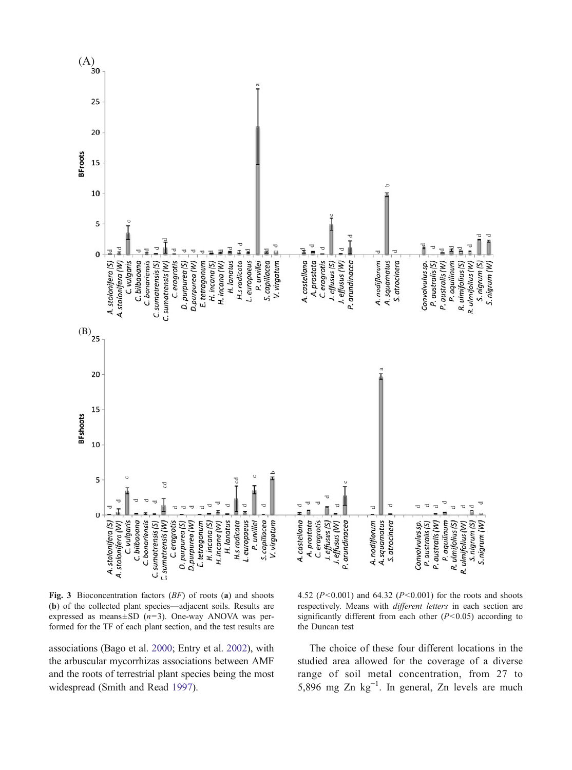**Fig. 3** Bioconcentration factors (*BF*) of roots (**a**) and shoots (**b**) of the collected plant species—adjacent soils. Results are expressed as means±SD ($n$=3). One-way ANOVA was performed for the TF of each plant section, and the test results are 4.52 ($P$<0.001) and 64.32 ($P$<0.001) for the roots and shoots respectively. Means with *different letters* in each section are significantly different from each other ($P$<0.05) according to the Duncan test

associations (Bago et al. 2000; Entry et al. 2002), with the arbuscular mycorrhizas associations between AMF and the roots of terrestrial plant species being the most widespread (Smith and Read 1997).

The choice of these four different locations in the studied area allowed for the coverage of a diverse range of soil metal concentration, from 27 to 5,896 mg Zn kg$^{-1}$. In general, Zn levels are much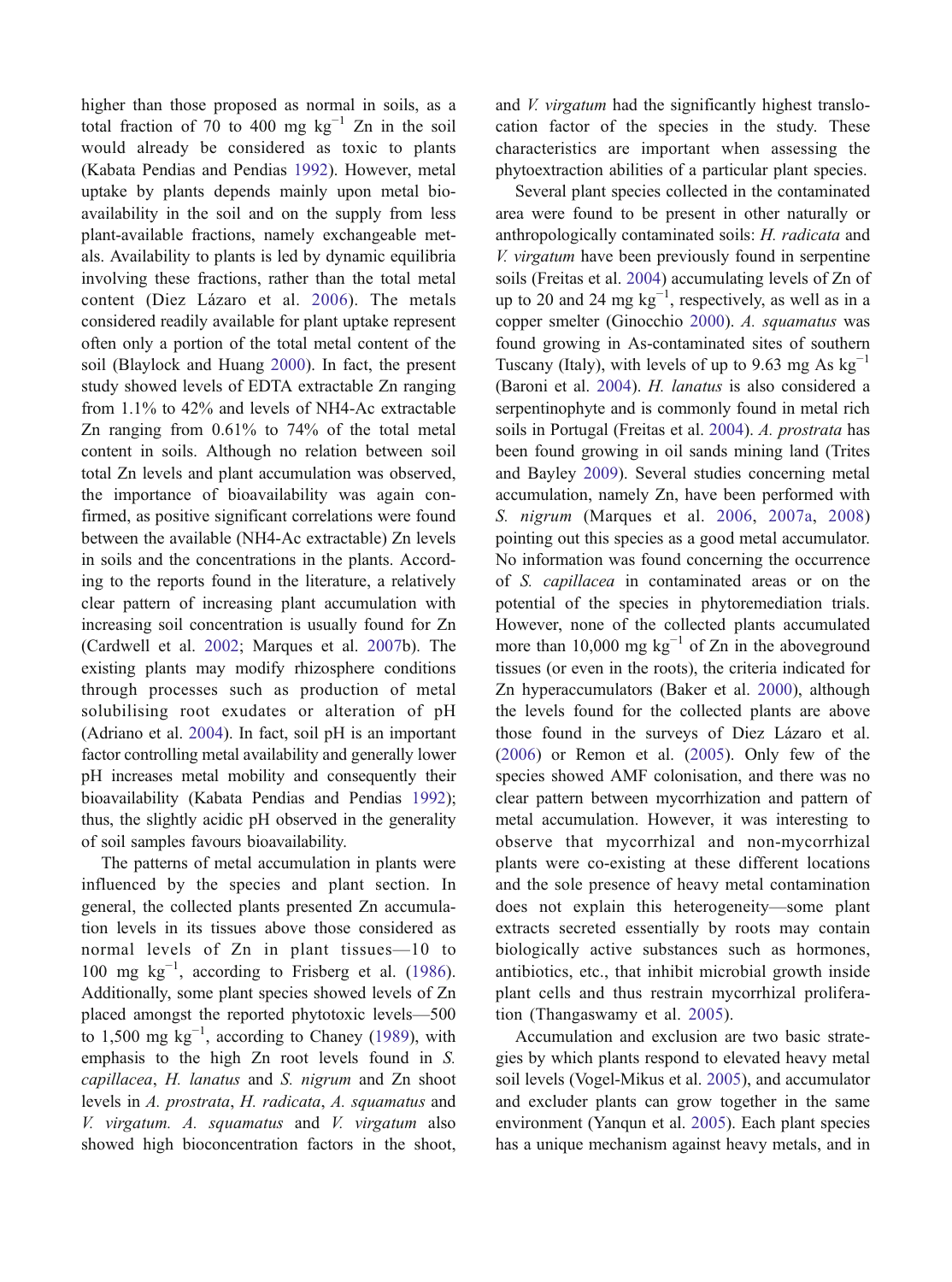higher than those proposed as normal in soils, as a total fraction of 70 to 400 mg kg$^{-1}$ Zn in the soil would already be considered as toxic to plants (Kabata Pendias and Pendias 1992). However, metal uptake by plants depends mainly upon metal bioavailability in the soil and on the supply from less plant-available fractions, namely exchangeable metals. Availability to plants is led by dynamic equilibria involving these fractions, rather than the total metal content (Diez Lázaro et al. 2006). The metals considered readily available for plant uptake represent often only a portion of the total metal content of the soil (Blaylock and Huang 2000). In fact, the present study showed levels of EDTA extractable Zn ranging from 1.1% to 42% and levels of NH4-Ac extractable Zn ranging from 0.61% to 74% of the total metal content in soils. Although no relation between soil total Zn levels and plant accumulation was observed, the importance of bioavailability was again confirmed, as positive significant correlations were found between the available (NH4-Ac extractable) Zn levels in soils and the concentrations in the plants. According to the reports found in the literature, a relatively clear pattern of increasing plant accumulation with increasing soil concentration is usually found for Zn (Cardwell et al. 2002; Marques et al. 2007b). The existing plants may modify rhizosphere conditions through processes such as production of metal solubilising root exudates or alteration of pH (Adriano et al. 2004). In fact, soil pH is an important factor controlling metal availability and generally lower pH increases metal mobility and consequently their bioavailability (Kabata Pendias and Pendias 1992); thus, the slightly acidic pH observed in the generality of soil samples favours bioavailability.

The patterns of metal accumulation in plants were influenced by the species and plant section. In general, the collected plants presented Zn accumulation levels in its tissues above those considered as normal levels of Zn in plant tissues—10 to 100 mg kg$^{-1}$, according to Frisberg et al. (1986). Additionally, some plant species showed levels of Zn placed amongst the reported phytotoxic levels—500 to 1,500 mg kg$^{-1}$, according to Chaney (1989), with emphasis to the high Zn root levels found in *S. capillacea*, *H. lanatus* and *S. nigrum* and Zn shoot levels in *A. prostrata*, *H. radicata*, *A. squamatus* and *V. virgatum*. *A. squamatus* and *V. virgatum* also showed high bioconcentration factors in the shoot, and *V. virgatum* had the significantly highest translocation factor of the species in the study. These characteristics are important when assessing the phytoextraction abilities of a particular plant species.

Several plant species collected in the contaminated area were found to be present in other naturally or anthropologically contaminated soils: *H. radicata* and *V. virgatum* have been previously found in serpentine soils (Freitas et al. 2004) accumulating levels of Zn of up to 20 and 24 mg kg$^{-1}$, respectively, as well as in a copper smelter (Ginocchio 2000). *A. squamatus* was found growing in As-contaminated sites of southern Tuscany (Italy), with levels of up to 9.63 mg As kg$^{-1}$ (Baroni et al. 2004). *H. lanatus* is also considered a serpentinophyte and is commonly found in metal rich soils in Portugal (Freitas et al. 2004). *A. prostrata* has been found growing in oil sands mining land (Trites and Bayley 2009). Several studies concerning metal accumulation, namely Zn, have been performed with *S. nigrum* (Marques et al. 2006, 2007a, 2008) pointing out this species as a good metal accumulator. No information was found concerning the occurrence of *S. capillacea* in contaminated areas or on the potential of the species in phytoremediation trials. However, none of the collected plants accumulated more than 10,000 mg kg$^{-1}$ of Zn in the aboveground tissues (or even in the roots), the criteria indicated for Zn hyperaccumulators (Baker et al. 2000), although the levels found for the collected plants are above those found in the surveys of Diez Lázaro et al. (2006) or Remon et al. (2005). Only few of the species showed AMF colonisation, and there was no clear pattern between mycorrhization and pattern of metal accumulation. However, it was interesting to observe that mycorrhizal and non-mycorrhizal plants were co-existing at these different locations and the sole presence of heavy metal contamination does not explain this heterogeneity—some plant extracts secreted essentially by roots may contain biologically active substances such as hormones, antibiotics, etc., that inhibit microbial growth inside plant cells and thus restrain mycorrhizal proliferation (Thangaswamy et al. 2005).

Accumulation and exclusion are two basic strategies by which plants respond to elevated heavy metal soil levels (Vogel-Mikus et al. 2005), and accumulator and excluder plants can grow together in the same environment (Yanqun et al. 2005). Each plant species has a unique mechanism against heavy metals, and in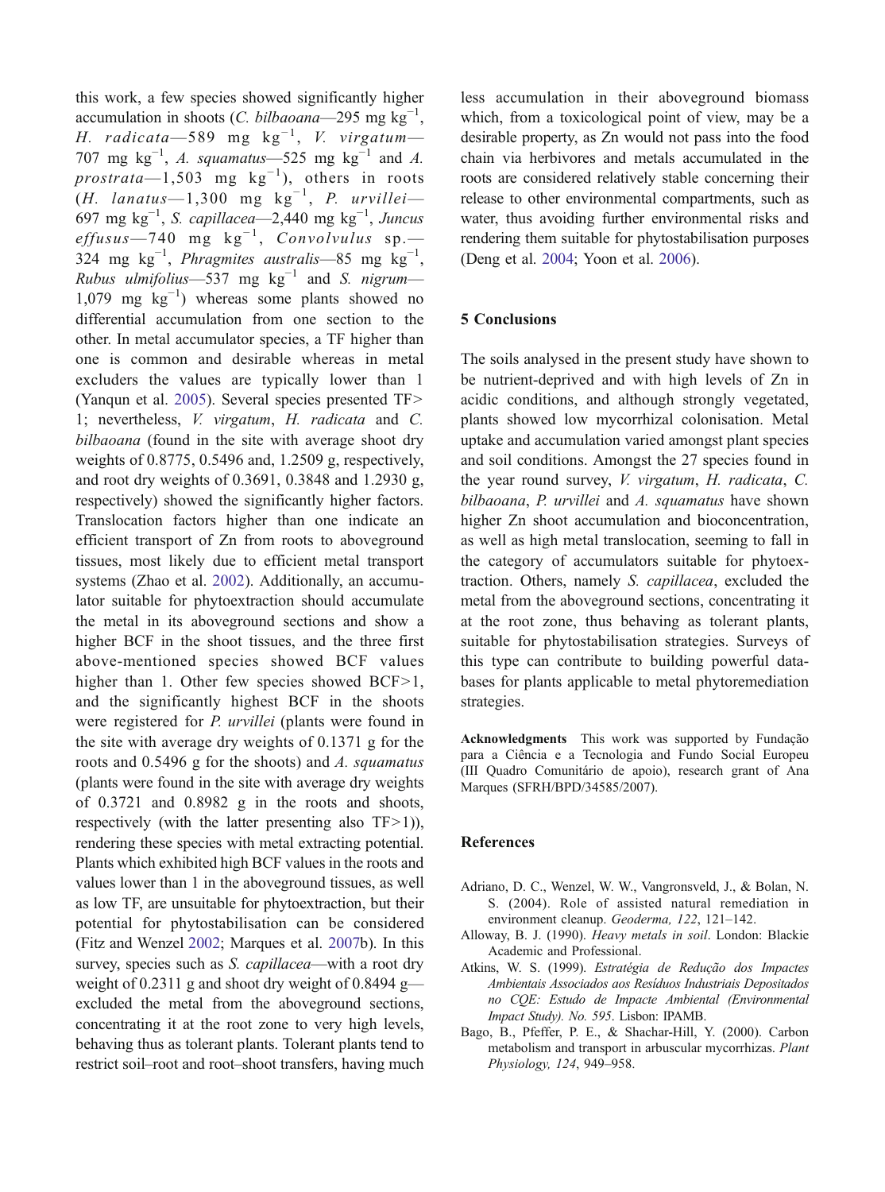this work, a few species showed significantly higher accumulation in shoots (*C. bilbaoana*—295 mg $kg^{-1}$, *H. radicata*—589 mg $kg^{-1}$, *V. virgatum*—707 mg $kg^{-1}$, *A. squamatus*—525 mg $kg^{-1}$ and *A. prostrata*—1,503 mg $kg^{-1}$), others in roots (*H. lanatus*—1,300 mg $kg^{-1}$, *P. urvillei*—697 mg $kg^{-1}$, *S. capillacea*—2,440 mg $kg^{-1}$, *Juncus effusus*—740 mg $kg^{-1}$, *Convolvulus* sp.—324 mg $kg^{-1}$, *Phragmites australis*—85 mg $kg^{-1}$, *Rubus ulmifolius*—537 mg $kg^{-1}$ and *S. nigrum*—1,079 mg $kg^{-1}$) whereas some plants showed no differential accumulation from one section to the other. In metal accumulator species, a TF higher than one is common and desirable whereas in metal excluders the values are typically lower than 1 (Yanqun et al. 2005). Several species presented TF> 1; nevertheless, *V. virgatum*, *H. radicata* and *C. bilbaoana* (found in the site with average shoot dry weights of 0.8775, 0.5496 and, 1.2509 g, respectively, and root dry weights of 0.3691, 0.3848 and 1.2930 g, respectively) showed the significantly higher factors. Translocation factors higher than one indicate an efficient transport of Zn from roots to aboveground tissues, most likely due to efficient metal transport systems (Zhao et al. 2002). Additionally, an accumulator suitable for phytoextraction should accumulate the metal in its aboveground sections and show a higher BCF in the shoot tissues, and the three first above-mentioned species showed BCF values higher than 1. Other few species showed BCF>1, and the significantly highest BCF in the shoots were registered for *P. urvillei* (plants were found in the site with average dry weights of 0.1371 g for the roots and 0.5496 g for the shoots) and *A. squamatus* (plants were found in the site with average dry weights of 0.3721 and 0.8982 g in the roots and shoots, respectively (with the latter presenting also TF>1)), rendering these species with metal extracting potential. Plants which exhibited high BCF values in the roots and values lower than 1 in the aboveground tissues, as well as low TF, are unsuitable for phytoextraction, but their potential for phytostabilisation can be considered (Fitz and Wenzel 2002; Marques et al. 2007b). In this survey, species such as *S. capillacea*—with a root dry weight of 0.2311 g and shoot dry weight of 0.8494 g—excluded the metal from the aboveground sections, concentrating it at the root zone to very high levels, behaving thus as tolerant plants. Tolerant plants tend to restrict soil–root and root–shoot transfers, having much less accumulation in their aboveground biomass which, from a toxicological point of view, may be a desirable property, as Zn would not pass into the food chain via herbivores and metals accumulated in the roots are considered relatively stable concerning their release to other environmental compartments, such as water, thus avoiding further environmental risks and rendering them suitable for phytostabilisation purposes (Deng et al. 2004; Yoon et al. 2006).

## 5 Conclusions

The soils analysed in the present study have shown to be nutrient-deprived and with high levels of Zn in acidic conditions, and although strongly vegetated, plants showed low mycorrhizal colonisation. Metal uptake and accumulation varied amongst plant species and soil conditions. Amongst the 27 species found in the year round survey, *V. virgatum*, *H. radicata*, *C. bilbaoana*, *P. urvillei* and *A. squamatus* have shown higher Zn shoot accumulation and bioconcentration, as well as high metal translocation, seeming to fall in the category of accumulators suitable for phytoextraction. Others, namely *S. capillacea*, excluded the metal from the aboveground sections, concentrating it at the root zone, thus behaving as tolerant plants, suitable for phytostabilisation strategies. Surveys of this type can contribute to building powerful databases for plants applicable to metal phytoremediation strategies.

**Acknowledgments** This work was supported by Fundação para a Ciência e a Tecnologia and Fundo Social Europeu (III Quadro Comunitário de apoio), research grant of Ana Marques (SFRH/BPD/34585/2007).

## References

Adriano, D. C., Wenzel, W. W., Vangronsveld, J., & Bolan, N. S. (2004). Role of assisted natural remediation in environment cleanup. *Geoderma, 122*, 121–142.

Alloway, B. J. (1990). *Heavy metals in soil*. London: Blackie Academic and Professional.

Atkins, W. S. (1999). *Estratégia de Redução dos Impactes Ambientais Associados aos Resíduos Industriais Depositados no CQE: Estudo de Impacte Ambiental (Environmental Impact Study). No. 595*. Lisbon: IPAMB.

Bago, B., Pfeffer, P. E., & Shachar-Hill, Y. (2000). Carbon metabolism and transport in arbuscular mycorrhizas. *Plant Physiology, 124*, 949–958.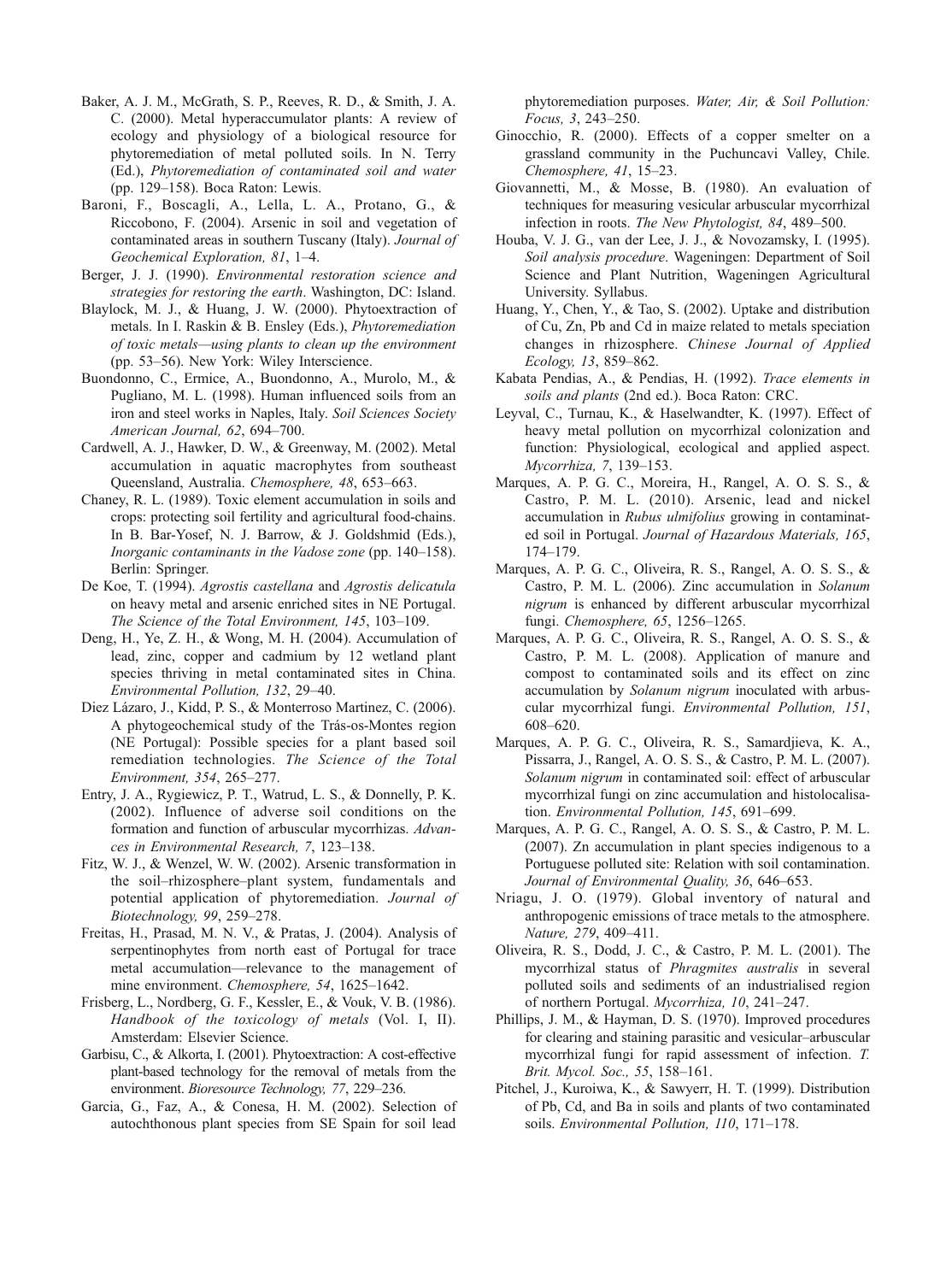Baker, A. J. M., McGrath, S. P., Reeves, R. D., & Smith, J. A. C. (2000). Metal hyperaccumulator plants: A review of ecology and physiology of a biological resource for phytoremediation of metal polluted soils. In N. Terry (Ed.), *Phytoremediation of contaminated soil and water* (pp. 129–158). Boca Raton: Lewis.

Baroni, F., Boscagli, A., Lella, L. A., Protano, G., & Riccobono, F. (2004). Arsenic in soil and vegetation of contaminated areas in southern Tuscany (Italy). *Journal of Geochemical Exploration, 81*, 1–4.

Berger, J. J. (1990). *Environmental restoration science and strategies for restoring the earth*. Washington, DC: Island.

Blaylock, M. J., & Huang, J. W. (2000). Phytoextraction of metals. In I. Raskin & B. Ensley (Eds.), *Phytoremediation of toxic metals—using plants to clean up the environment* (pp. 53–56). New York: Wiley Interscience.

Buondonno, C., Ermice, A., Buondonno, A., Murolo, M., & Pugliano, M. L. (1998). Human influenced soils from an iron and steel works in Naples, Italy. *Soil Sciences Society American Journal, 62*, 694–700.

Cardwell, A. J., Hawker, D. W., & Greenway, M. (2002). Metal accumulation in aquatic macrophytes from southeast Queensland, Australia. *Chemosphere, 48*, 653–663.

Chaney, R. L. (1989). Toxic element accumulation in soils and crops: protecting soil fertility and agricultural food-chains. In B. Bar-Yosef, N. J. Barrow, & J. Goldshmid (Eds.), *Inorganic contaminants in the Vadose zone* (pp. 140–158). Berlin: Springer.

De Koe, T. (1994). *Agrostis castellana* and *Agrostis delicatula* on heavy metal and arsenic enriched sites in NE Portugal. *The Science of the Total Environment, 145*, 103–109.

Deng, H., Ye, Z. H., & Wong, M. H. (2004). Accumulation of lead, zinc, copper and cadmium by 12 wetland plant species thriving in metal contaminated sites in China. *Environmental Pollution, 132*, 29–40.

Diez Lázaro, J., Kidd, P. S., & Monterroso Martinez, C. (2006). A phytogeochemical study of the Trás-os-Montes region (NE Portugal): Possible species for a plant based soil remediation technologies. *The Science of the Total Environment, 354*, 265–277.

Entry, J. A., Rygiewicz, P. T., Watrud, L. S., & Donnelly, P. K. (2002). Influence of adverse soil conditions on the formation and function of arbuscular mycorrhizas. *Advances in Environmental Research, 7*, 123–138.

Fitz, W. J., & Wenzel, W. W. (2002). Arsenic transformation in the soil–rhizosphere–plant system, fundamentals and potential application of phytoremediation. *Journal of Biotechnology, 99*, 259–278.

Freitas, H., Prasad, M. N. V., & Pratas, J. (2004). Analysis of serpentinophytes from north east of Portugal for trace metal accumulation—relevance to the management of mine environment. *Chemosphere, 54*, 1625–1642.

Frisberg, L., Nordberg, G. F., Kessler, E., & Vouk, V. B. (1986). *Handbook of the toxicology of metals* (Vol. I, II). Amsterdam: Elsevier Science.

Garbisu, C., & Alkorta, I. (2001). Phytoextraction: A cost-effective plant-based technology for the removal of metals from the environment. *Bioresource Technology, 77*, 229–236.

Garcia, G., Faz, A., & Conesa, H. M. (2002). Selection of autochthonous plant species from SE Spain for soil lead phytoremediation purposes. *Water, Air, & Soil Pollution: Focus, 3*, 243–250.

Ginocchio, R. (2000). Effects of a copper smelter on a grassland community in the Puchuncavi Valley, Chile. *Chemosphere, 41*, 15–23.

Giovannetti, M., & Mosse, B. (1980). An evaluation of techniques for measuring vesicular arbuscular mycorrhizal infection in roots. *The New Phytologist, 84*, 489–500.

Houba, V. J. G., van der Lee, J. J., & Novozamsky, I. (1995). *Soil analysis procedure*. Wageningen: Department of Soil Science and Plant Nutrition, Wageningen Agricultural University. Syllabus.

Huang, Y., Chen, Y., & Tao, S. (2002). Uptake and distribution of Cu, Zn, Pb and Cd in maize related to metals speciation changes in rhizosphere. *Chinese Journal of Applied Ecology, 13*, 859–862.

Kabata Pendias, A., & Pendias, H. (1992). *Trace elements in soils and plants* (2nd ed.). Boca Raton: CRC.

Leyval, C., Turnau, K., & Haselwandter, K. (1997). Effect of heavy metal pollution on mycorrhizal colonization and function: Physiological, ecological and applied aspect. *Mycorrhiza, 7*, 139–153.

Marques, A. P. G. C., Moreira, H., Rangel, A. O. S. S., & Castro, P. M. L. (2010). Arsenic, lead and nickel accumulation in *Rubus ulmifolius* growing in contaminated soil in Portugal. *Journal of Hazardous Materials, 165*, 174–179.

Marques, A. P. G. C., Oliveira, R. S., Rangel, A. O. S. S., & Castro, P. M. L. (2006). Zinc accumulation in *Solanum nigrum* is enhanced by different arbuscular mycorrhizal fungi. *Chemosphere, 65*, 1256–1265.

Marques, A. P. G. C., Oliveira, R. S., Rangel, A. O. S. S., & Castro, P. M. L. (2008). Application of manure and compost to contaminated soils and its effect on zinc accumulation by *Solanum nigrum* inoculated with arbuscular mycorrhizal fungi. *Environmental Pollution, 151*, 608–620.

Marques, A. P. G. C., Oliveira, R. S., Samardjieva, K. A., Pissarra, J., Rangel, A. O. S. S., & Castro, P. M. L. (2007). *Solanum nigrum* in contaminated soil: effect of arbuscular mycorrhizal fungi on zinc accumulation and histolocalisation. *Environmental Pollution, 145*, 691–699.

Marques, A. P. G. C., Rangel, A. O. S. S., & Castro, P. M. L. (2007). Zn accumulation in plant species indigenous to a Portuguese polluted site: Relation with soil contamination. *Journal of Environmental Quality, 36*, 646–653.

Nriagu, J. O. (1979). Global inventory of natural and anthropogenic emissions of trace metals to the atmosphere. *Nature, 279*, 409–411.

Oliveira, R. S., Dodd, J. C., & Castro, P. M. L. (2001). The mycorrhizal status of *Phragmites australis* in several polluted soils and sediments of an industrialised region of northern Portugal. *Mycorrhiza, 10*, 241–247.

Phillips, J. M., & Hayman, D. S. (1970). Improved procedures for clearing and staining parasitic and vesicular–arbuscular mycorrhizal fungi for rapid assessment of infection. *T. Brit. Mycol. Soc., 55*, 158–161.

Pitchel, J., Kuroiwa, K., & Sawyerr, H. T. (1999). Distribution of Pb, Cd, and Ba in soils and plants of two contaminated soils. *Environmental Pollution, 110*, 171–178.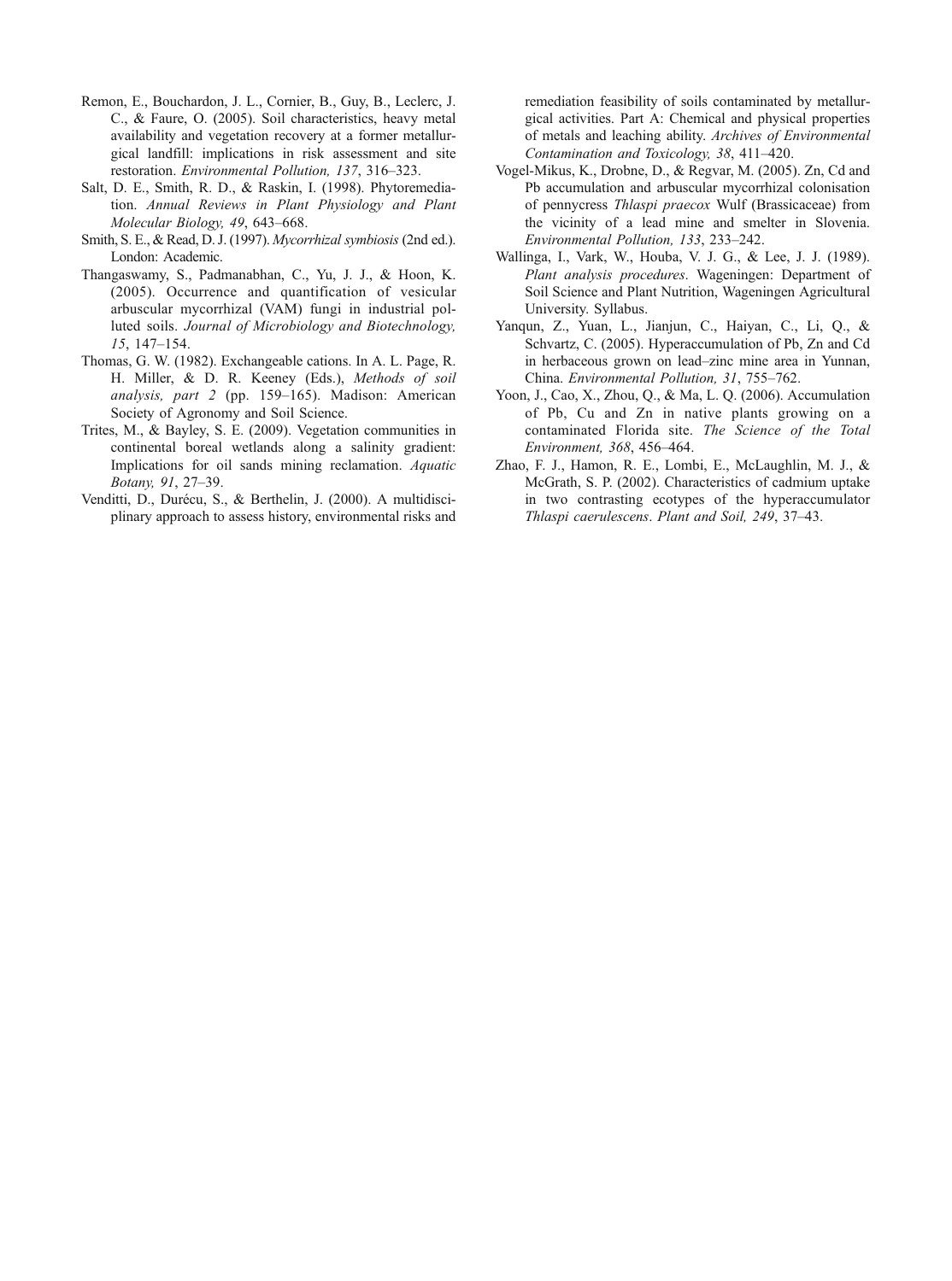Remon, E., Bouchardon, J. L., Cornier, B., Guy, B., Leclerc, J. C., & Faure, O. (2005). Soil characteristics, heavy metal availability and vegetation recovery at a former metallurgical landfill: implications in risk assessment and site restoration. *Environmental Pollution, 137*, 316–323.

Salt, D. E., Smith, R. D., & Raskin, I. (1998). Phytoremediation. *Annual Reviews in Plant Physiology and Plant Molecular Biology, 49*, 643–668.

Smith, S. E., & Read, D. J. (1997). *Mycorrhizal symbiosis* (2nd ed.). London: Academic.

Thangaswamy, S., Padmanabhan, C., Yu, J. J., & Hoon, K. (2005). Occurrence and quantification of vesicular arbuscular mycorrhizal (VAM) fungi in industrial polluted soils. *Journal of Microbiology and Biotechnology, 15*, 147–154.

Thomas, G. W. (1982). Exchangeable cations. In A. L. Page, R. H. Miller, & D. R. Keeney (Eds.), *Methods of soil analysis, part 2* (pp. 159–165). Madison: American Society of Agronomy and Soil Science.

Trites, M., & Bayley, S. E. (2009). Vegetation communities in continental boreal wetlands along a salinity gradient: Implications for oil sands mining reclamation. *Aquatic Botany, 91*, 27–39.

Venditti, D., Durécu, S., & Berthelin, J. (2000). A multidisciplinary approach to assess history, environmental risks and remediation feasibility of soils contaminated by metallurgical activities. Part A: Chemical and physical properties of metals and leaching ability. *Archives of Environmental Contamination and Toxicology, 38*, 411–420.

Vogel-Mikus, K., Drobne, D., & Regvar, M. (2005). Zn, Cd and Pb accumulation and arbuscular mycorrhizal colonisation of pennycress *Thlaspi praecox* Wulf (Brassicaceae) from the vicinity of a lead mine and smelter in Slovenia. *Environmental Pollution, 133*, 233–242.

Wallinga, I., Vark, W., Houba, V. J. G., & Lee, J. J. (1989). *Plant analysis procedures*. Wageningen: Department of Soil Science and Plant Nutrition, Wageningen Agricultural University. Syllabus.

Yanqun, Z., Yuan, L., Jianjun, C., Haiyan, C., Li, Q., & Schvartz, C. (2005). Hyperaccumulation of Pb, Zn and Cd in herbaceous grown on lead–zinc mine area in Yunnan, China. *Environmental Pollution, 31*, 755–762.

Yoon, J., Cao, X., Zhou, Q., & Ma, L. Q. (2006). Accumulation of Pb, Cu and Zn in native plants growing on a contaminated Florida site. *The Science of the Total Environment, 368*, 456–464.

Zhao, F. J., Hamon, R. E., Lombi, E., McLaughlin, M. J., & McGrath, S. P. (2002). Characteristics of cadmium uptake in two contrasting ecotypes of the hyperaccumulator *Thlaspi caerulescens*. *Plant and Soil, 249*, 37–43.